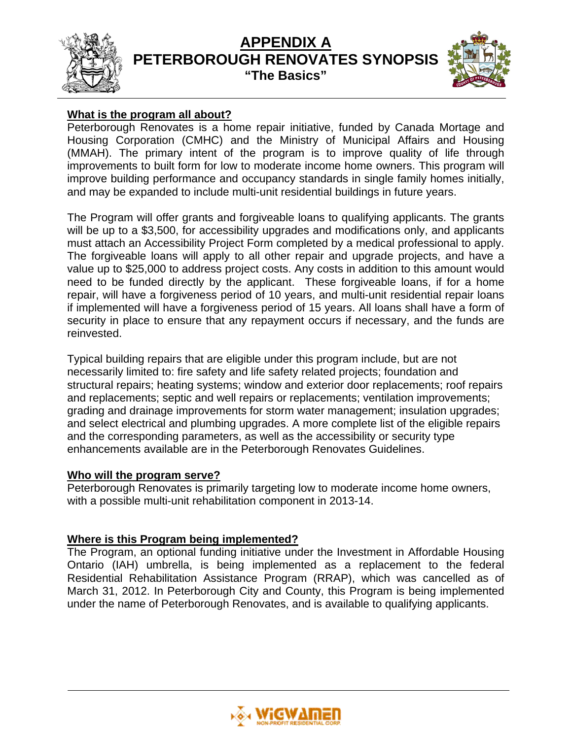# APPENDIX A
# PETERBOROUGH RENOVATES SYNOPSIS
## "The Basics"

**What is the program all about?**

Peterborough Renovates is a home repair initiative, funded by Canada Mortage and Housing Corporation (CMHC) and the Ministry of Municipal Affairs and Housing (MMAH). The primary intent of the program is to improve quality of life through improvements to built form for low to moderate income home owners. This program will improve building performance and occupancy standards in single family homes initially, and may be expanded to include multi-unit residential buildings in future years.

The Program will offer grants and forgiveable loans to qualifying applicants. The grants will be up to a $3,500, for accessibility upgrades and modifications only, and applicants must attach an Accessibility Project Form completed by a medical professional to apply. The forgiveable loans will apply to all other repair and upgrade projects, and have a value up to $25,000 to address project costs. Any costs in addition to this amount would need to be funded directly by the applicant. These forgiveable loans, if for a home repair, will have a forgiveness period of 10 years, and multi-unit residential repair loans if implemented will have a forgiveness period of 15 years. All loans shall have a form of security in place to ensure that any repayment occurs if necessary, and the funds are reinvested.

Typical building repairs that are eligible under this program include, but are not necessarily limited to: fire safety and life safety related projects; foundation and structural repairs; heating systems; window and exterior door replacements; roof repairs and replacements; septic and well repairs or replacements; ventilation improvements; grading and drainage improvements for storm water management; insulation upgrades; and select electrical and plumbing upgrades. A more complete list of the eligible repairs and the corresponding parameters, as well as the accessibility or security type enhancements available are in the Peterborough Renovates Guidelines.

**Who will the program serve?**

Peterborough Renovates is primarily targeting low to moderate income home owners, with a possible multi-unit rehabilitation component in 2013-14.

**Where is this Program being implemented?**

The Program, an optional funding initiative under the Investment in Affordable Housing Ontario (IAH) umbrella, is being implemented as a replacement to the federal Residential Rehabilitation Assistance Program (RRAP), which was cancelled as of March 31, 2012. In Peterborough City and County, this Program is being implemented under the name of Peterborough Renovates, and is available to qualifying applicants.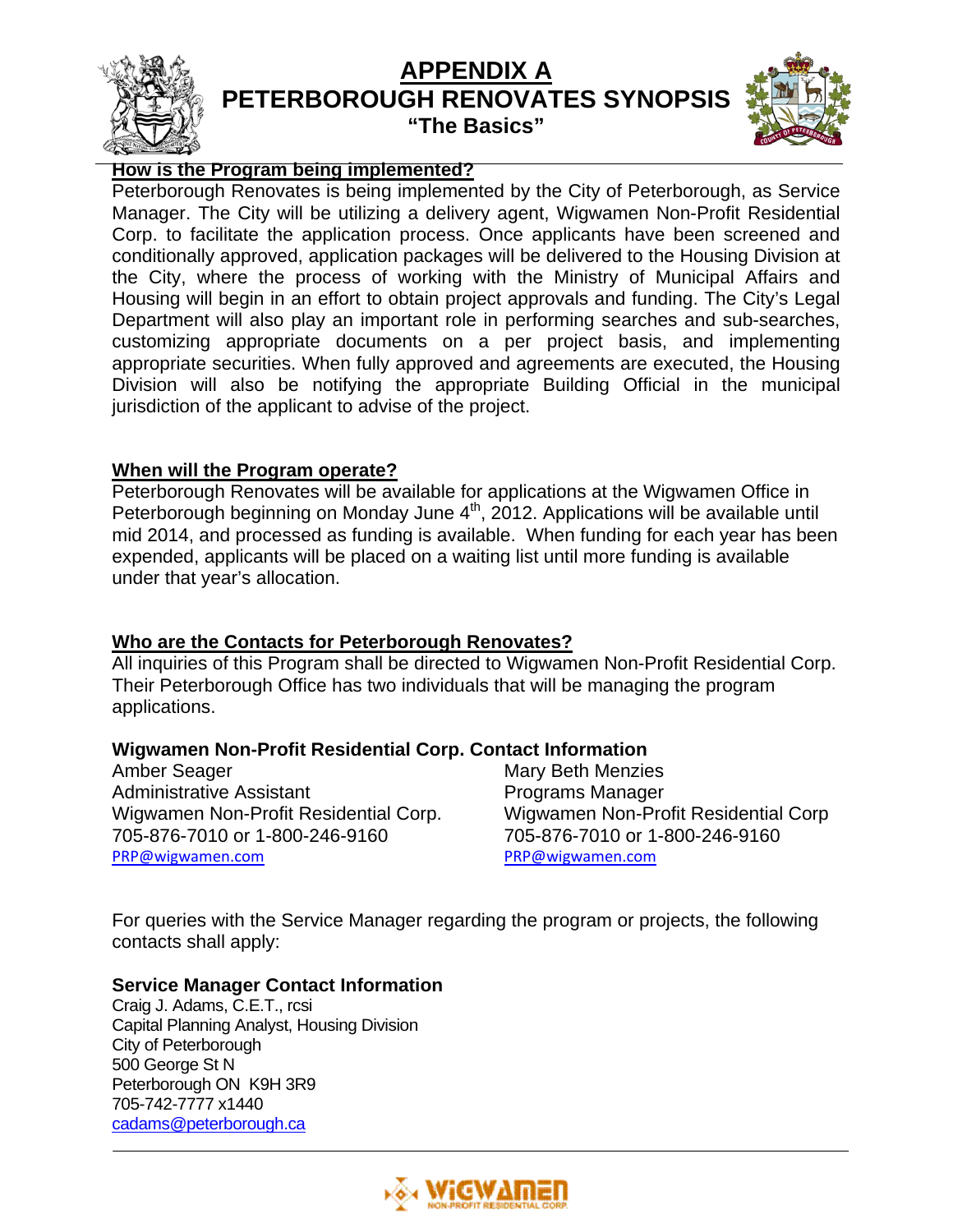# APPENDIX A
# PETERBOROUGH RENOVATES SYNOPSIS
## "The Basics"

**How is the Program being implemented?**

Peterborough Renovates is being implemented by the City of Peterborough, as Service Manager. The City will be utilizing a delivery agent, Wigwamen Non-Profit Residential Corp. to facilitate the application process. Once applicants have been screened and conditionally approved, application packages will be delivered to the Housing Division at the City, where the process of working with the Ministry of Municipal Affairs and Housing will begin in an effort to obtain project approvals and funding. The City's Legal Department will also play an important role in performing searches and sub-searches, customizing appropriate documents on a per project basis, and implementing appropriate securities. When fully approved and agreements are executed, the Housing Division will also be notifying the appropriate Building Official in the municipal jurisdiction of the applicant to advise of the project.

**When will the Program operate?**

Peterborough Renovates will be available for applications at the Wigwamen Office in Peterborough beginning on Monday June 4th, 2012. Applications will be available until mid 2014, and processed as funding is available. When funding for each year has been expended, applicants will be placed on a waiting list until more funding is available under that year's allocation.

**Who are the Contacts for Peterborough Renovates?**

All inquiries of this Program shall be directed to Wigwamen Non-Profit Residential Corp. Their Peterborough Office has two individuals that will be managing the program applications.

**Wigwamen Non-Profit Residential Corp. Contact Information**

Amber Seager
Administrative Assistant
Wigwamen Non-Profit Residential Corp.
705-876-7010 or 1-800-246-9160
PRP@wigwamen.com

Mary Beth Menzies
Programs Manager
Wigwamen Non-Profit Residential Corp
705-876-7010 or 1-800-246-9160
PRP@wigwamen.com

For queries with the Service Manager regarding the program or projects, the following contacts shall apply:

**Service Manager Contact Information**

Craig J. Adams, C.E.T., rcsi
Capital Planning Analyst, Housing Division
City of Peterborough
500 George St N
Peterborough ON K9H 3R9
705-742-7777 x1440
cadams@peterborough.ca